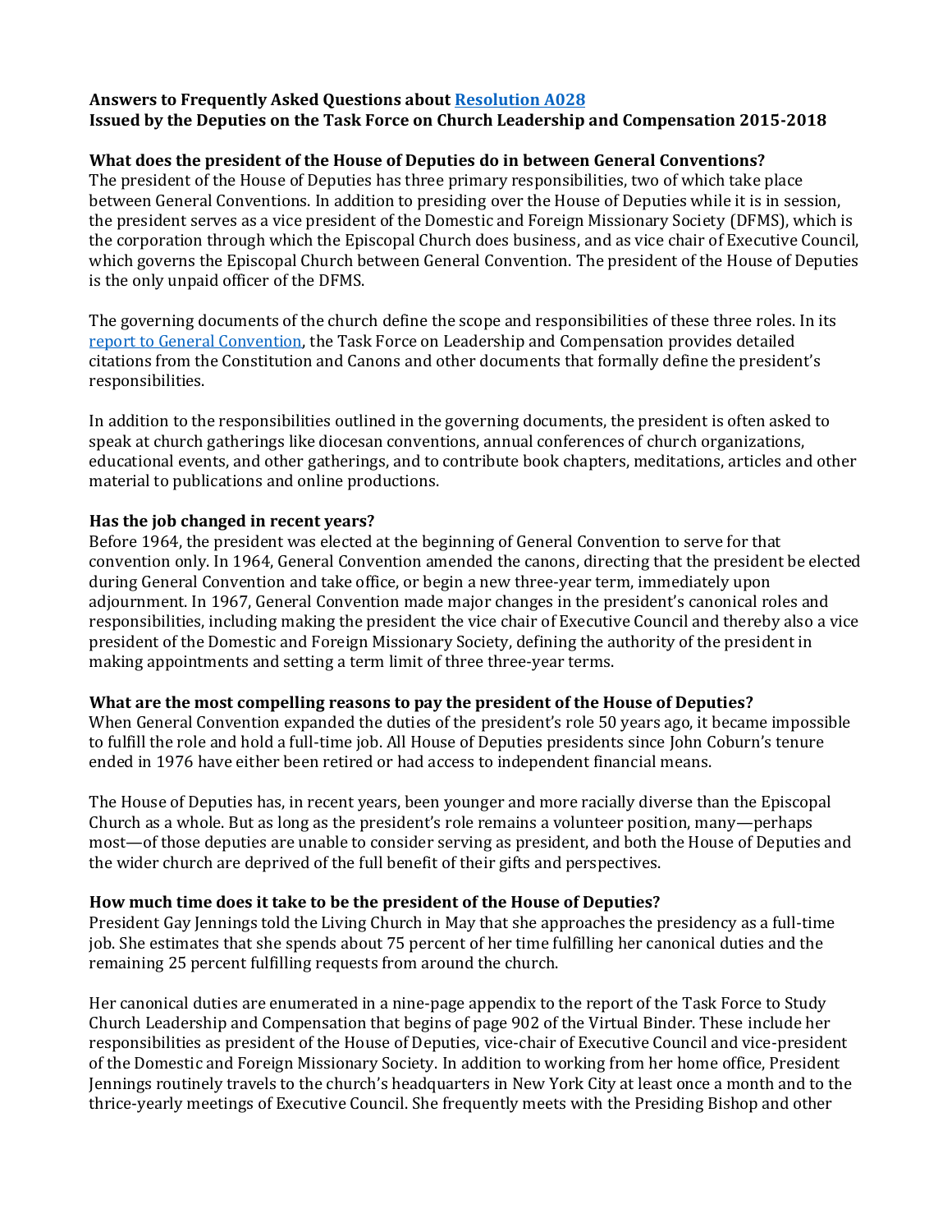**Answers to Frequently Asked Questions about [Resolution A028](#)**
**Issued by the Deputies on the Task Force on Church Leadership and Compensation 2015-2018**

**What does the president of the House of Deputies do in between General Conventions?**

The president of the House of Deputies has three primary responsibilities, two of which take place between General Conventions. In addition to presiding over the House of Deputies while it is in session, the president serves as a vice president of the Domestic and Foreign Missionary Society (DFMS), which is the corporation through which the Episcopal Church does business, and as vice chair of Executive Council, which governs the Episcopal Church between General Convention. The president of the House of Deputies is the only unpaid officer of the DFMS.

The governing documents of the church define the scope and responsibilities of these three roles. In its [report to General Convention](#), the Task Force on Leadership and Compensation provides detailed citations from the Constitution and Canons and other documents that formally define the president's responsibilities.

In addition to the responsibilities outlined in the governing documents, the president is often asked to speak at church gatherings like diocesan conventions, annual conferences of church organizations, educational events, and other gatherings, and to contribute book chapters, meditations, articles and other material to publications and online productions.

**Has the job changed in recent years?**

Before 1964, the president was elected at the beginning of General Convention to serve for that convention only. In 1964, General Convention amended the canons, directing that the president be elected during General Convention and take office, or begin a new three-year term, immediately upon adjournment. In 1967, General Convention made major changes in the president's canonical roles and responsibilities, including making the president the vice chair of Executive Council and thereby also a vice president of the Domestic and Foreign Missionary Society, defining the authority of the president in making appointments and setting a term limit of three three-year terms.

**What are the most compelling reasons to pay the president of the House of Deputies?**

When General Convention expanded the duties of the president's role 50 years ago, it became impossible to fulfill the role and hold a full-time job. All House of Deputies presidents since John Coburn's tenure ended in 1976 have either been retired or had access to independent financial means.

The House of Deputies has, in recent years, been younger and more racially diverse than the Episcopal Church as a whole. But as long as the president's role remains a volunteer position, many—perhaps most—of those deputies are unable to consider serving as president, and both the House of Deputies and the wider church are deprived of the full benefit of their gifts and perspectives.

**How much time does it take to be the president of the House of Deputies?**

President Gay Jennings told the Living Church in May that she approaches the presidency as a full-time job. She estimates that she spends about 75 percent of her time fulfilling her canonical duties and the remaining 25 percent fulfilling requests from around the church.

Her canonical duties are enumerated in a nine-page appendix to the report of the Task Force to Study Church Leadership and Compensation that begins of page 902 of the Virtual Binder. These include her responsibilities as president of the House of Deputies, vice-chair of Executive Council and vice-president of the Domestic and Foreign Missionary Society. In addition to working from her home office, President Jennings routinely travels to the church's headquarters in New York City at least once a month and to the thrice-yearly meetings of Executive Council. She frequently meets with the Presiding Bishop and other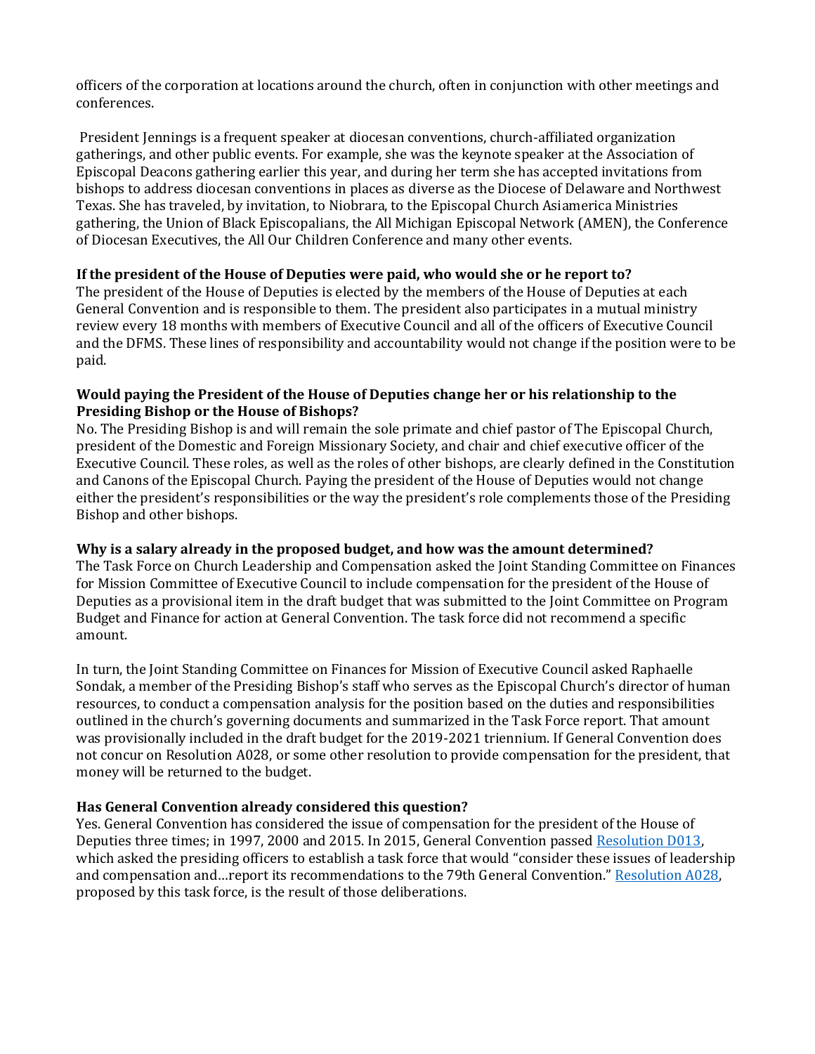officers of the corporation at locations around the church, often in conjunction with other meetings and conferences.

President Jennings is a frequent speaker at diocesan conventions, church-affiliated organization gatherings, and other public events. For example, she was the keynote speaker at the Association of Episcopal Deacons gathering earlier this year, and during her term she has accepted invitations from bishops to address diocesan conventions in places as diverse as the Diocese of Delaware and Northwest Texas. She has traveled, by invitation, to Niobrara, to the Episcopal Church Asiamerica Ministries gathering, the Union of Black Episcopalians, the All Michigan Episcopal Network (AMEN), the Conference of Diocesan Executives, the All Our Children Conference and many other events.

**If the president of the House of Deputies were paid, who would she or he report to?**

The president of the House of Deputies is elected by the members of the House of Deputies at each General Convention and is responsible to them. The president also participates in a mutual ministry review every 18 months with members of Executive Council and all of the officers of Executive Council and the DFMS. These lines of responsibility and accountability would not change if the position were to be paid.

**Would paying the President of the House of Deputies change her or his relationship to the Presiding Bishop or the House of Bishops?**

No. The Presiding Bishop is and will remain the sole primate and chief pastor of The Episcopal Church, president of the Domestic and Foreign Missionary Society, and chair and chief executive officer of the Executive Council. These roles, as well as the roles of other bishops, are clearly defined in the Constitution and Canons of the Episcopal Church. Paying the president of the House of Deputies would not change either the president's responsibilities or the way the president's role complements those of the Presiding Bishop and other bishops.

**Why is a salary already in the proposed budget, and how was the amount determined?**

The Task Force on Church Leadership and Compensation asked the Joint Standing Committee on Finances for Mission Committee of Executive Council to include compensation for the president of the House of Deputies as a provisional item in the draft budget that was submitted to the Joint Committee on Program Budget and Finance for action at General Convention. The task force did not recommend a specific amount.

In turn, the Joint Standing Committee on Finances for Mission of Executive Council asked Raphaelle Sondak, a member of the Presiding Bishop's staff who serves as the Episcopal Church's director of human resources, to conduct a compensation analysis for the position based on the duties and responsibilities outlined in the church's governing documents and summarized in the Task Force report. That amount was provisionally included in the draft budget for the 2019-2021 triennium. If General Convention does not concur on Resolution A028, or some other resolution to provide compensation for the president, that money will be returned to the budget.

**Has General Convention already considered this question?**

Yes. General Convention has considered the issue of compensation for the president of the House of Deputies three times; in 1997, 2000 and 2015. In 2015, General Convention passed Resolution D013, which asked the presiding officers to establish a task force that would "consider these issues of leadership and compensation and…report its recommendations to the 79th General Convention." Resolution A028, proposed by this task force, is the result of those deliberations.